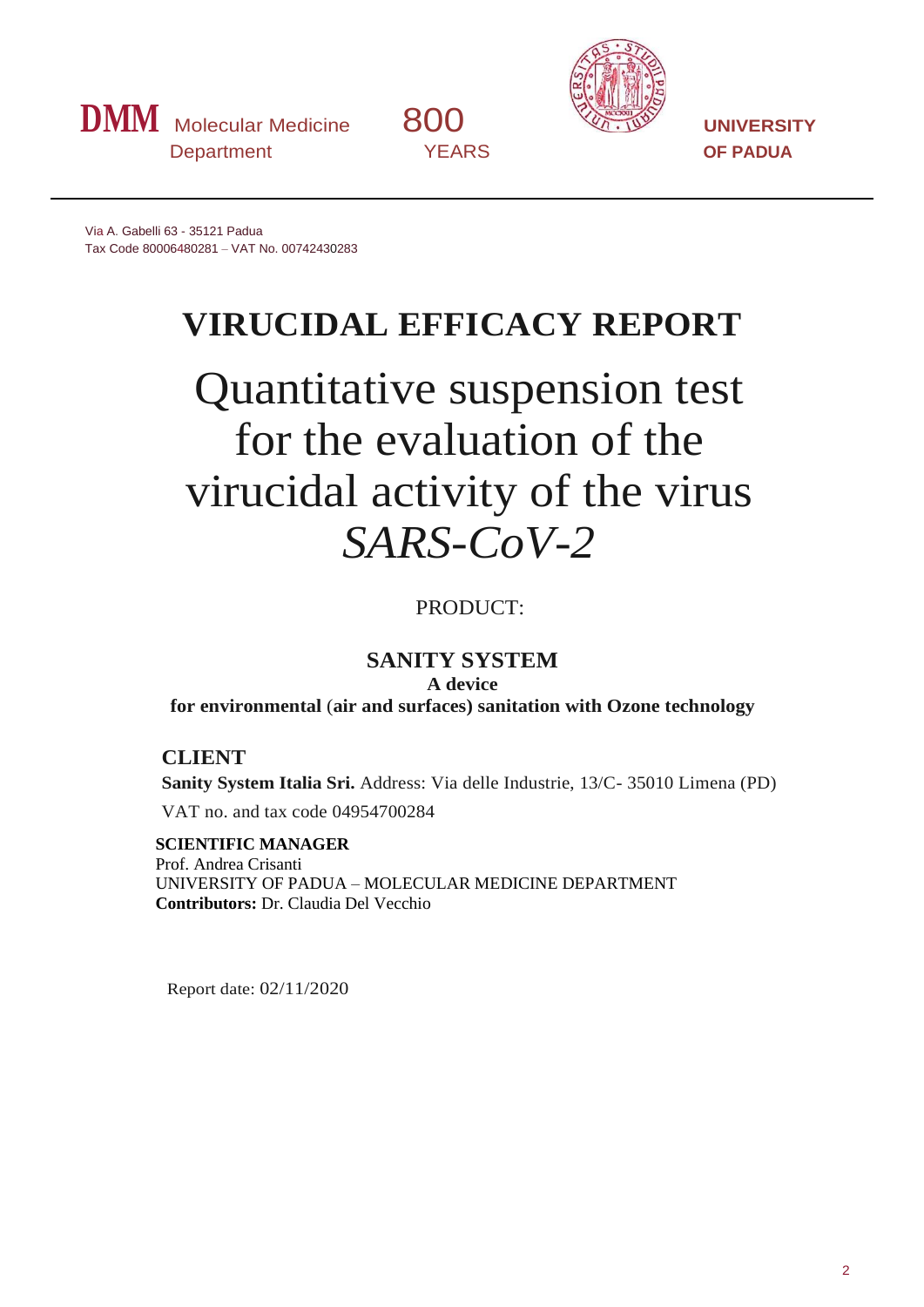**DMM** Molecular Medicine Department

800 YEARS

**UNIVERSITY OF PADUA**

Via A. Gabelli 63 - 35121 Padua
Tax Code 80006480281 – VAT No. 00742430283

# VIRUCIDAL EFFICACY REPORT

# Quantitative suspension test for the evaluation of the virucidal activity of the virus *SARS-CoV-2*

PRODUCT:

## SANITY SYSTEM

**A device**
**for environmental (air and surfaces) sanitation with Ozone technology**

## CLIENT

**Sanity System Italia Sri.** Address: Via delle Industrie, 13/C- 35010 Limena (PD)
VAT no. and tax code 04954700284

**SCIENTIFIC MANAGER**
Prof. Andrea Crisanti
UNIVERSITY OF PADUA – MOLECULAR MEDICINE DEPARTMENT
**Contributors:** Dr. Claudia Del Vecchio

Report date: 02/11/2020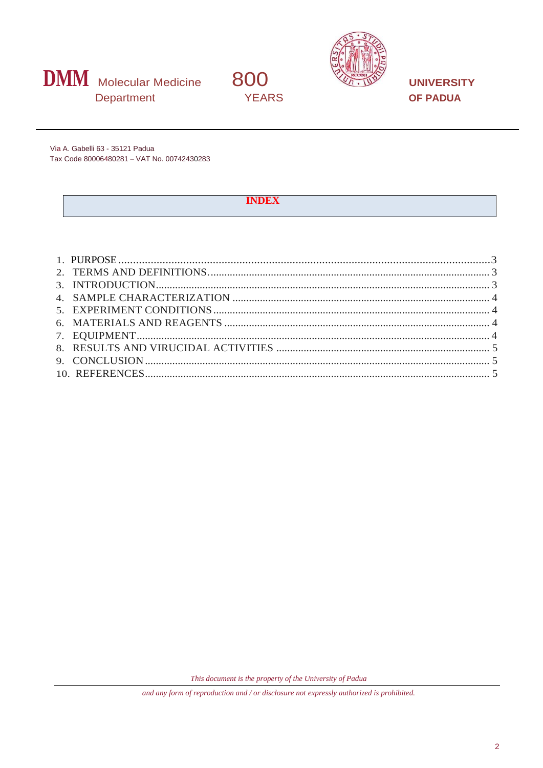DMM Molecular Medicine Department

800 YEARS

UNIVERSITY OF PADUA

Via A. Gabelli 63 - 35121 Padua
Tax Code 80006480281 – VAT No. 00742430283

## INDEX

1. PURPOSE .................................................................. 3
2. TERMS AND DEFINITIONS. ................................................ 3
3. INTRODUCTION .......................................................... 3
4. SAMPLE CHARACTERIZATION ............................................... 4
5. EXPERIMENT CONDITIONS .................................................. 4
6. MATERIALS AND REAGENTS ................................................. 4
7. EQUIPMENT .............................................................. 4
8. RESULTS AND VIRUCIDAL ACTIVITIES ....................................... 5
9. CONCLUSION ............................................................. 5
10. REFERENCES ............................................................ 5

*This document is the property of the University of Padua*

*and any form of reproduction and / or disclosure not expressly authorized is prohibited.*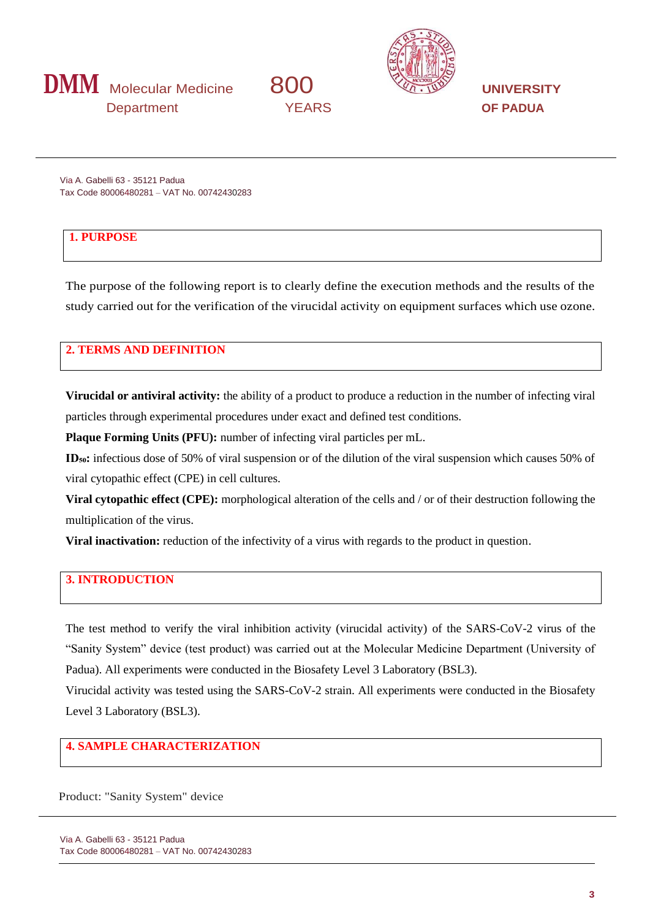## 1. PURPOSE

The purpose of the following report is to clearly define the execution methods and the results of the study carried out for the verification of the virucidal activity on equipment surfaces which use ozone.

## 2. TERMS AND DEFINITION

**Virucidal or antiviral activity:** the ability of a product to produce a reduction in the number of infecting viral particles through experimental procedures under exact and defined test conditions.

**Plaque Forming Units (PFU):** number of infecting viral particles per mL.

**$ID_{50}$:** infectious dose of 50% of viral suspension or of the dilution of the viral suspension which causes 50% of viral cytopathic effect (CPE) in cell cultures.

**Viral cytopathic effect (CPE):** morphological alteration of the cells and / or of their destruction following the multiplication of the virus.

**Viral inactivation:** reduction of the infectivity of a virus with regards to the product in question.

## 3. INTRODUCTION

The test method to verify the viral inhibition activity (virucidal activity) of the SARS-CoV-2 virus of the "Sanity System" device (test product) was carried out at the Molecular Medicine Department (University of Padua). All experiments were conducted in the Biosafety Level 3 Laboratory (BSL3).

Virucidal activity was tested using the SARS-CoV-2 strain. All experiments were conducted in the Biosafety Level 3 Laboratory (BSL3).

## 4. SAMPLE CHARACTERIZATION

Product: "Sanity System" device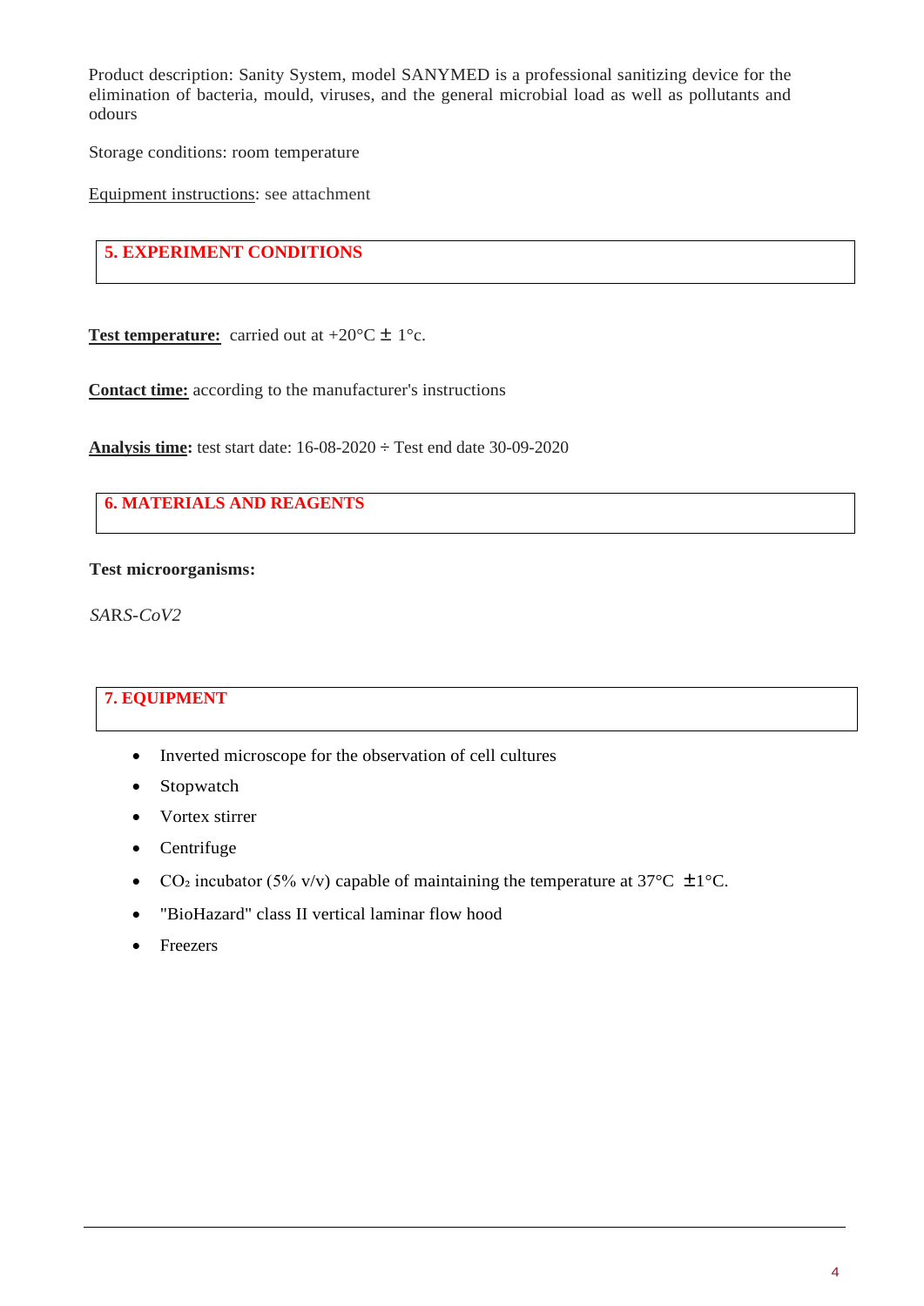Product description: Sanity System, model SANYMED is a professional sanitizing device for the elimination of bacteria, mould, viruses, and the general microbial load as well as pollutants and odours

Storage conditions: room temperature

Equipment instructions: see attachment

## 5. EXPERIMENT CONDITIONS

**Test temperature:** carried out at +20°C ± 1°c.

**Contact time:** according to the manufacturer's instructions

**Analysis time:** test start date: 16-08-2020 ÷ Test end date 30-09-2020

## 6. MATERIALS AND REAGENTS

**Test microorganisms:**

*SARS-CoV2*

## 7. EQUIPMENT

- Inverted microscope for the observation of cell cultures
- Stopwatch
- Vortex stirrer
- Centrifuge
- $CO_2$ incubator (5% v/v) capable of maintaining the temperature at 37°C ±1°C.
- "BioHazard" class II vertical laminar flow hood
- Freezers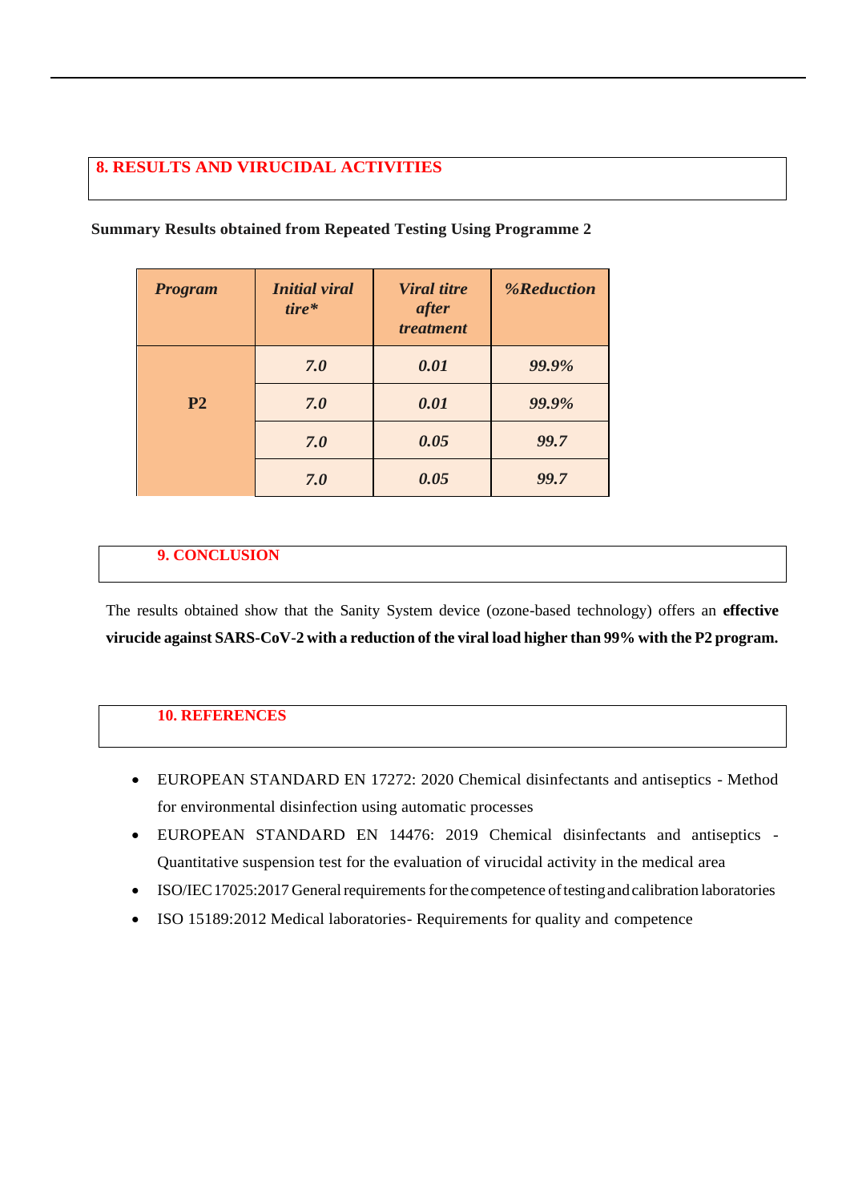## 8. RESULTS AND VIRUCIDAL ACTIVITIES

**Summary Results obtained from Repeated Testing Using Programme 2**

| ***Program*** | ***Initial viral tire**** | ***Viral titre after treatment*** | ***%Reduction*** |
|---|---|---|---|
| **P2** | ***7.0*** | ***0.01*** | ***99.9%*** |
| | ***7.0*** | ***0.01*** | ***99.9%*** |
| | ***7.0*** | ***0.05*** | ***99.7*** |
| | ***7.0*** | ***0.05*** | ***99.7*** |

## 9. CONCLUSION

The results obtained show that the Sanity System device (ozone-based technology) offers an **effective virucide against SARS-CoV-2 with a reduction of the viral load higher than 99% with the P2 program.**

## 10. REFERENCES

- EUROPEAN STANDARD EN 17272: 2020 Chemical disinfectants and antiseptics - Method for environmental disinfection using automatic processes
- EUROPEAN STANDARD EN 14476: 2019 Chemical disinfectants and antiseptics - Quantitative suspension test for the evaluation of virucidal activity in the medical area
- ISO/IEC 17025:2017 General requirements for the competence of testing and calibration laboratories
- ISO 15189:2012 Medical laboratories- Requirements for quality and competence